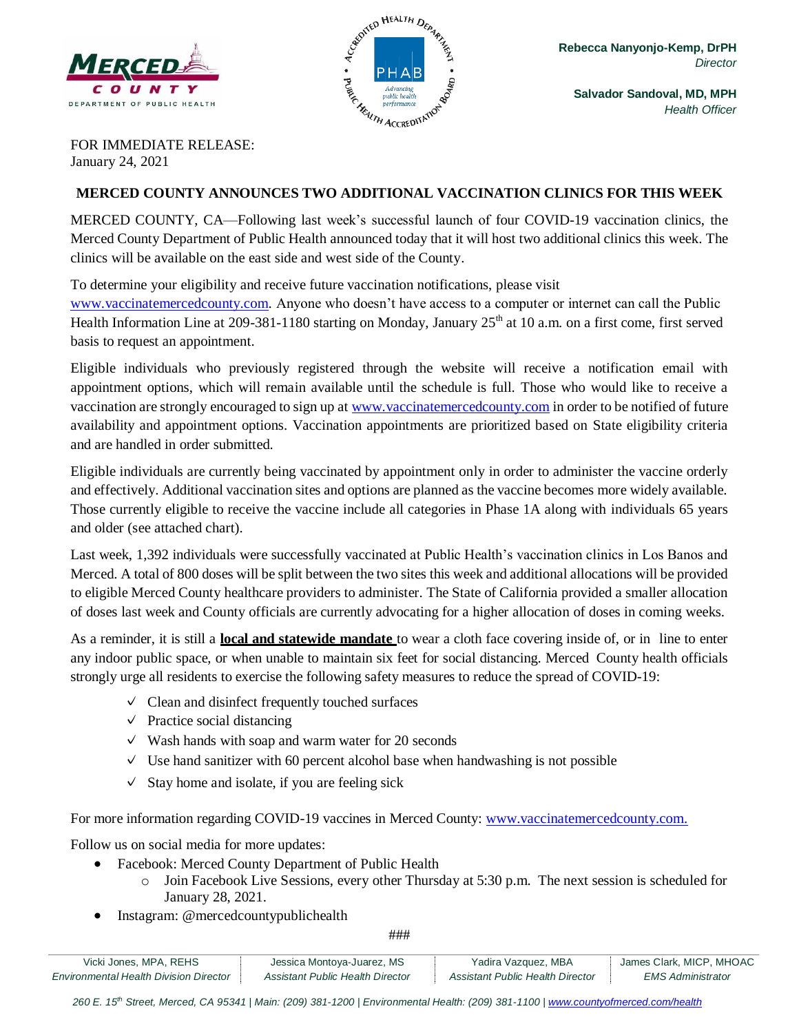Rebecca Nanyonjo-Kemp, DrPH
*Director*

Salvador Sandoval, MD, MPH
*Health Officer*

FOR IMMEDIATE RELEASE:
January 24, 2021

## MERCED COUNTY ANNOUNCES TWO ADDITIONAL VACCINATION CLINICS FOR THIS WEEK

MERCED COUNTY, CA—Following last week's successful launch of four COVID-19 vaccination clinics, the Merced County Department of Public Health announced today that it will host two additional clinics this week. The clinics will be available on the east side and west side of the County.

To determine your eligibility and receive future vaccination notifications, please visit www.vaccinatemercedcounty.com. Anyone who doesn't have access to a computer or internet can call the Public Health Information Line at 209-381-1180 starting on Monday, January 25th at 10 a.m. on a first come, first served basis to request an appointment.

Eligible individuals who previously registered through the website will receive a notification email with appointment options, which will remain available until the schedule is full. Those who would like to receive a vaccination are strongly encouraged to sign up at www.vaccinatemercedcounty.com in order to be notified of future availability and appointment options. Vaccination appointments are prioritized based on State eligibility criteria and are handled in order submitted.

Eligible individuals are currently being vaccinated by appointment only in order to administer the vaccine orderly and effectively. Additional vaccination sites and options are planned as the vaccine becomes more widely available. Those currently eligible to receive the vaccine include all categories in Phase 1A along with individuals 65 years and older (see attached chart).

Last week, 1,392 individuals were successfully vaccinated at Public Health's vaccination clinics in Los Banos and Merced. A total of 800 doses will be split between the two sites this week and additional allocations will be provided to eligible Merced County healthcare providers to administer. The State of California provided a smaller allocation of doses last week and County officials are currently advocating for a higher allocation of doses in coming weeks.

As a reminder, it is still a **local and statewide mandate** to wear a cloth face covering inside of, or in line to enter any indoor public space, or when unable to maintain six feet for social distancing. Merced County health officials strongly urge all residents to exercise the following safety measures to reduce the spread of COVID-19:

- ✓ Clean and disinfect frequently touched surfaces
- ✓ Practice social distancing
- ✓ Wash hands with soap and warm water for 20 seconds
- ✓ Use hand sanitizer with 60 percent alcohol base when handwashing is not possible
- ✓ Stay home and isolate, if you are feeling sick

For more information regarding COVID-19 vaccines in Merced County: www.vaccinatemercedcounty.com.

Follow us on social media for more updates:

- Facebook: Merced County Department of Public Health
  - Join Facebook Live Sessions, every other Thursday at 5:30 p.m. The next session is scheduled for January 28, 2021.
- Instagram: @mercedcountypublichealth

###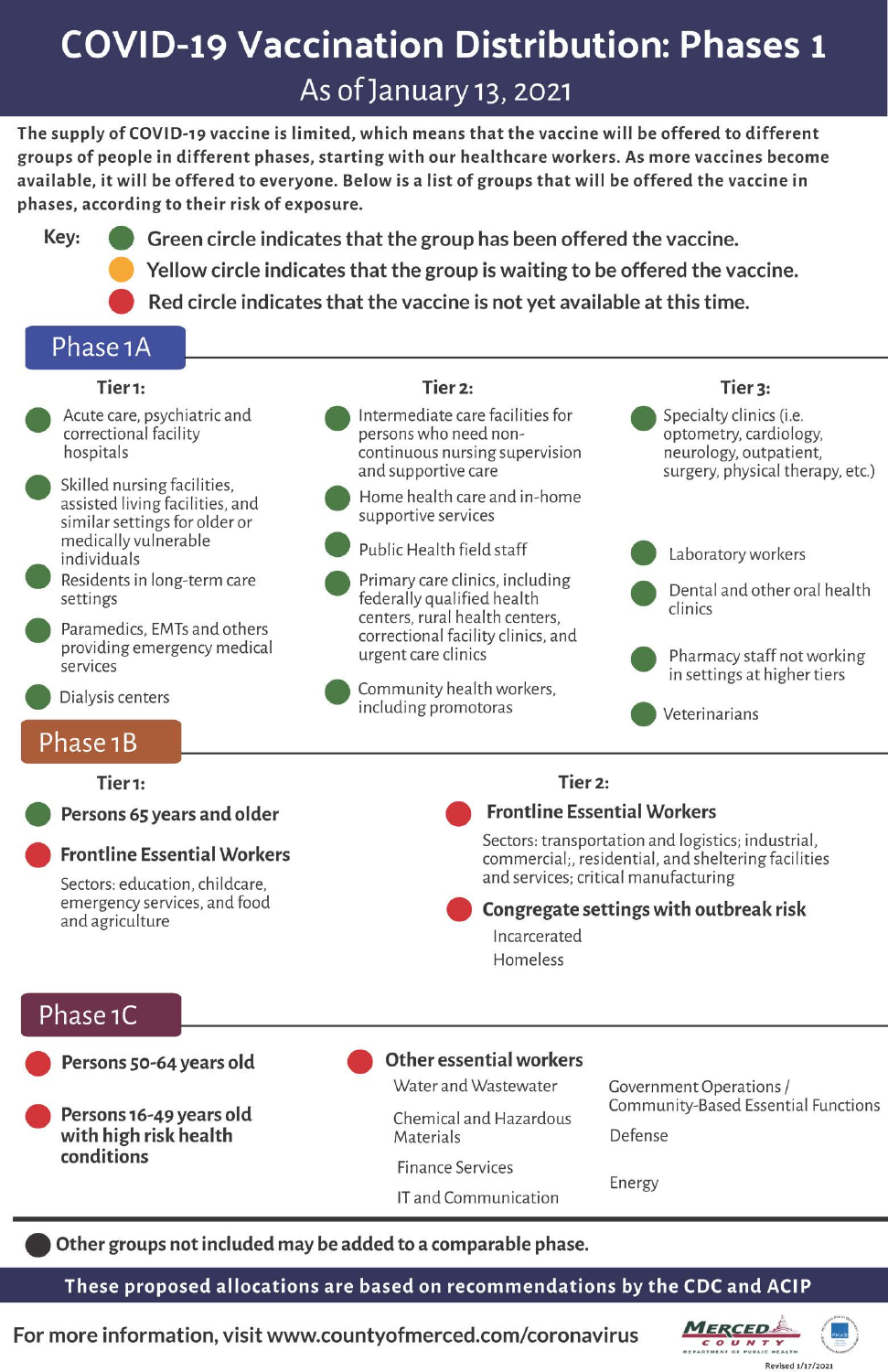# COVID-19 Vaccination Distribution: Phases 1

## As of January 13, 2021

**The supply of COVID-19 vaccine is limited, which means that the vaccine will be offered to different groups of people in different phases, starting with our healthcare workers. As more vaccines become available, it will be offered to everyone. Below is a list of groups that will be offered the vaccine in phases, according to their risk of exposure.**

**Key:**

- 🟢 Green circle indicates that the group has been offered the vaccine.
- 🟡 Yellow circle indicates that the group is waiting to be offered the vaccine.
- 🔴 Red circle indicates that the vaccine is not yet available at this time.

## Phase 1A

### Tier 1:

- 🟢 Acute care, psychiatric and correctional facility hospitals
- 🟢 Skilled nursing facilities, assisted living facilities, and similar settings for older or medically vulnerable individuals
- 🟢 Residents in long-term care settings
- 🟢 Paramedics, EMTs and others providing emergency medical services
- 🟢 Dialysis centers

### Tier 2:

- 🟢 Intermediate care facilities for persons who need non-continuous nursing supervision and supportive care
- 🟢 Home health care and in-home supportive services
- 🟢 Public Health field staff
- 🟢 Primary care clinics, including federally qualified health centers, rural health centers, correctional facility clinics, and urgent care clinics
- 🟢 Community health workers, including promotoras

### Tier 3:

- 🟢 Specialty clinics (i.e. optometry, cardiology, neurology, outpatient, surgery, physical therapy, etc.)
- 🟢 Laboratory workers
- 🟢 Dental and other oral health clinics
- 🟢 Pharmacy staff not working in settings at higher tiers
- 🟢 Veterinarians

## Phase 1B

### Tier 1:

- 🟢 **Persons 65 years and older**
- 🔴 **Frontline Essential Workers**
  Sectors: education, childcare, emergency services, and food and agriculture

### Tier 2:

- 🔴 **Frontline Essential Workers**
  Sectors: transportation and logistics; industrial, commercial;, residential, and sheltering facilities and services; critical manufacturing
- 🔴 **Congregate settings with outbreak risk**
  - Incarcerated
  - Homeless

## Phase 1C

- 🔴 **Persons 50-64 years old**
- 🔴 **Persons 16-49 years old with high risk health conditions**
- 🔴 **Other essential workers**
  - Water and Wastewater
  - Chemical and Hazardous Materials
  - Finance Services
  - IT and Communication
  - Government Operations / Community-Based Essential Functions
  - Defense
  - Energy

⚫ **Other groups not included may be added to a comparable phase.**

**These proposed allocations are based on recommendations by the CDC and ACIP**

**For more information, visit www.countyofmerced.com/coronavirus**

Merced County Department of Public Health

Revised 1/17/2021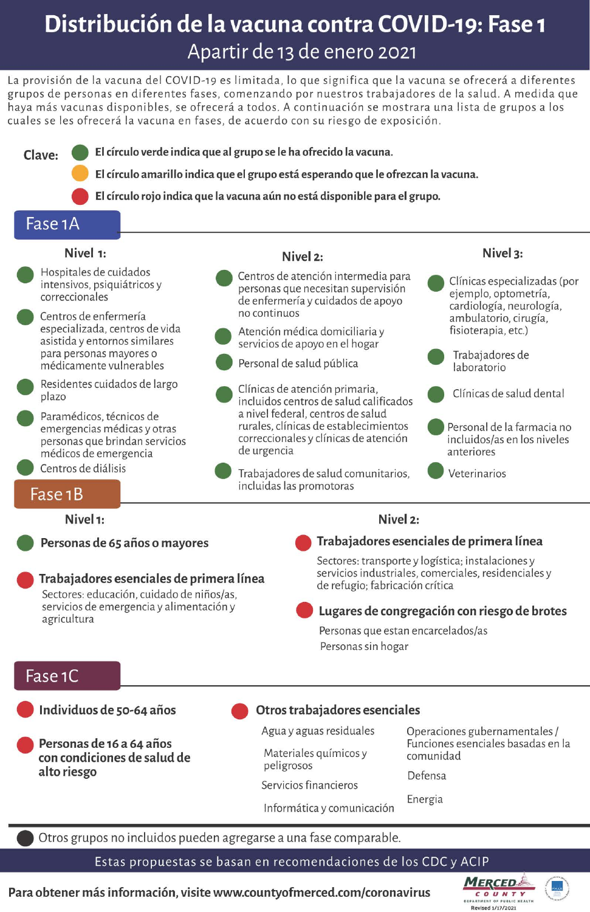# Distribución de la vacuna contra COVID-19: Fase 1

## Apartir de 13 de enero 2021

La provisión de la vacuna del COVID-19 es limitada, lo que significa que la vacuna se ofrecerá a diferentes grupos de personas en diferentes fases, comenzando por nuestros trabajadores de la salud. A medida que haya más vacunas disponibles, se ofrecerá a todos. A continuación se mostrara una lista de grupos a los cuales se les ofrecerá la vacuna en fases, de acuerdo con su riesgo de exposición.

**Clave:**

- 🟢 **El círculo verde indica que al grupo se le ha ofrecido la vacuna.**
- 🟡 **El círculo amarillo indica que el grupo está esperando que le ofrezcan la vacuna.**
- 🔴 **El círculo rojo indica que la vacuna aún no está disponible para el grupo.**

## Fase 1A

### Nivel 1:

- 🟢 Hospitales de cuidados intensivos, psiquiátricos y correccionales
- 🟢 Centros de enfermería especializada, centros de vida asistida y entornos similares para personas mayores o médicamente vulnerables
- 🟢 Residentes cuidados de largo plazo
- 🟢 Paramédicos, técnicos de emergencias médicas y otras personas que brindan servicios médicos de emergencia
- 🟢 Centros de diálisis

### Nivel 2:

- 🟢 Centros de atención intermedia para personas que necesitan supervisión de enfermería y cuidados de apoyo no continuos
- 🟢 Atención médica domiciliaria y servicios de apoyo en el hogar
- 🟢 Personal de salud pública
- 🟢 Clínicas de atención primaria, incluidos centros de salud calificados a nivel federal, centros de salud rurales, clínicas de establecimientos correccionales y clínicas de atención de urgencia
- 🟢 Trabajadores de salud comunitarios, incluidas las promotoras

### Nivel 3:

- 🟢 Clínicas especializadas (por ejemplo, optometría, cardiología, neurología, ambulatorio, cirugía, fisioterapia, etc.)
- 🟢 Trabajadores de laboratorio
- 🟢 Clínicas de salud dental
- 🟢 Personal de la farmacia no incluidos/as en los niveles anteriores
- 🟢 Veterinarios

## Fase 1B

### Nivel 1:

- 🟢 **Personas de 65 años o mayores**
- 🔴 **Trabajadores esenciales de primera línea**
  Sectores: educación, cuidado de niños/as, servicios de emergencia y alimentación y agricultura

### Nivel 2:

- 🔴 **Trabajadores esenciales de primera línea**
  Sectores: transporte y logística; instalaciones y servicios industriales, comerciales, residenciales y de refugio; fabricación crítica
- 🔴 **Lugares de congregación con riesgo de brotes**
  Personas que estan encarcelados/as
  Personas sin hogar

## Fase 1C

- 🔴 **Individuos de 50-64 años**
- 🔴 **Personas de 16 a 64 años con condiciones de salud de alto riesgo**
- 🔴 **Otros trabajadores esenciales**
  - Agua y aguas residuales
  - Materiales químicos y peligrosos
  - Servicios financieros
  - Informática y comunicación
  - Operaciones gubernamentales / Funciones esenciales basadas en la comunidad
  - Defensa
  - Energia

⚫ Otros grupos no incluidos pueden agregarse a una fase comparable.

Estas propuestas se basan en recomendaciones de los CDC y ACIP

**Para obtener más información, visite www.countyofmerced.com/coronavirus**

MERCED COUNTY DEPARTMENT OF PUBLIC HEALTH

Revised 1/17/2021